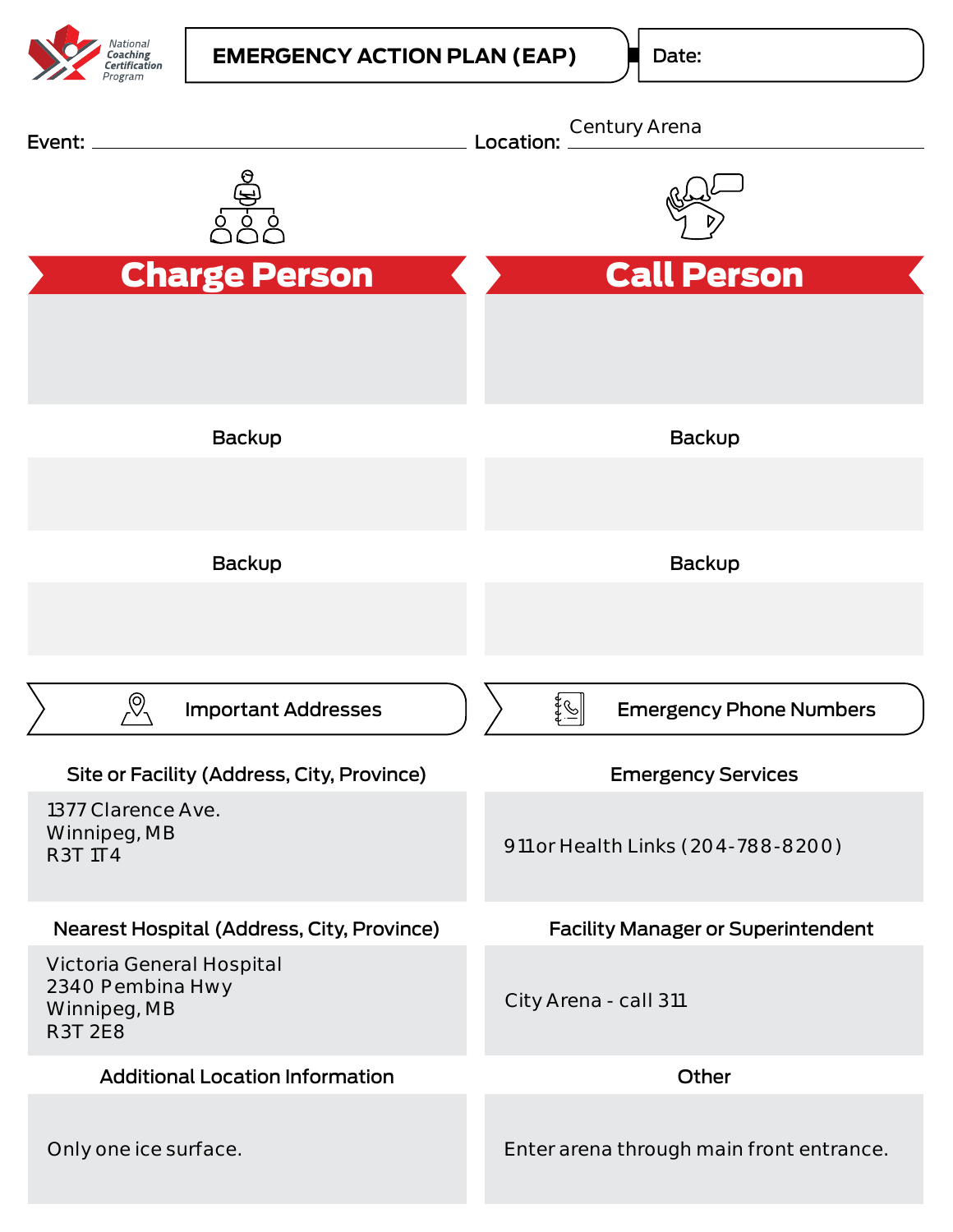# EMERGENCY ACTION PLAN (EAP)

Date:

Event:

Location: Century Arena

## Charge Person

Backup

Backup

## Call Person

Backup

Backup

## Important Addresses

**Site or Facility (Address, City, Province)**

1377 Clarence Ave.
Winnipeg, MB
R3T 1T4

**Nearest Hospital (Address, City, Province)**

Victoria General Hospital
2340 Pembina Hwy
Winnipeg, MB
R3T 2E8

**Additional Location Information**

Only one ice surface.

## Emergency Phone Numbers

**Emergency Services**

911 or Health Links (204-788-8200)

**Facility Manager or Superintendent**

City Arena - call 311

**Other**

Enter arena through main front entrance.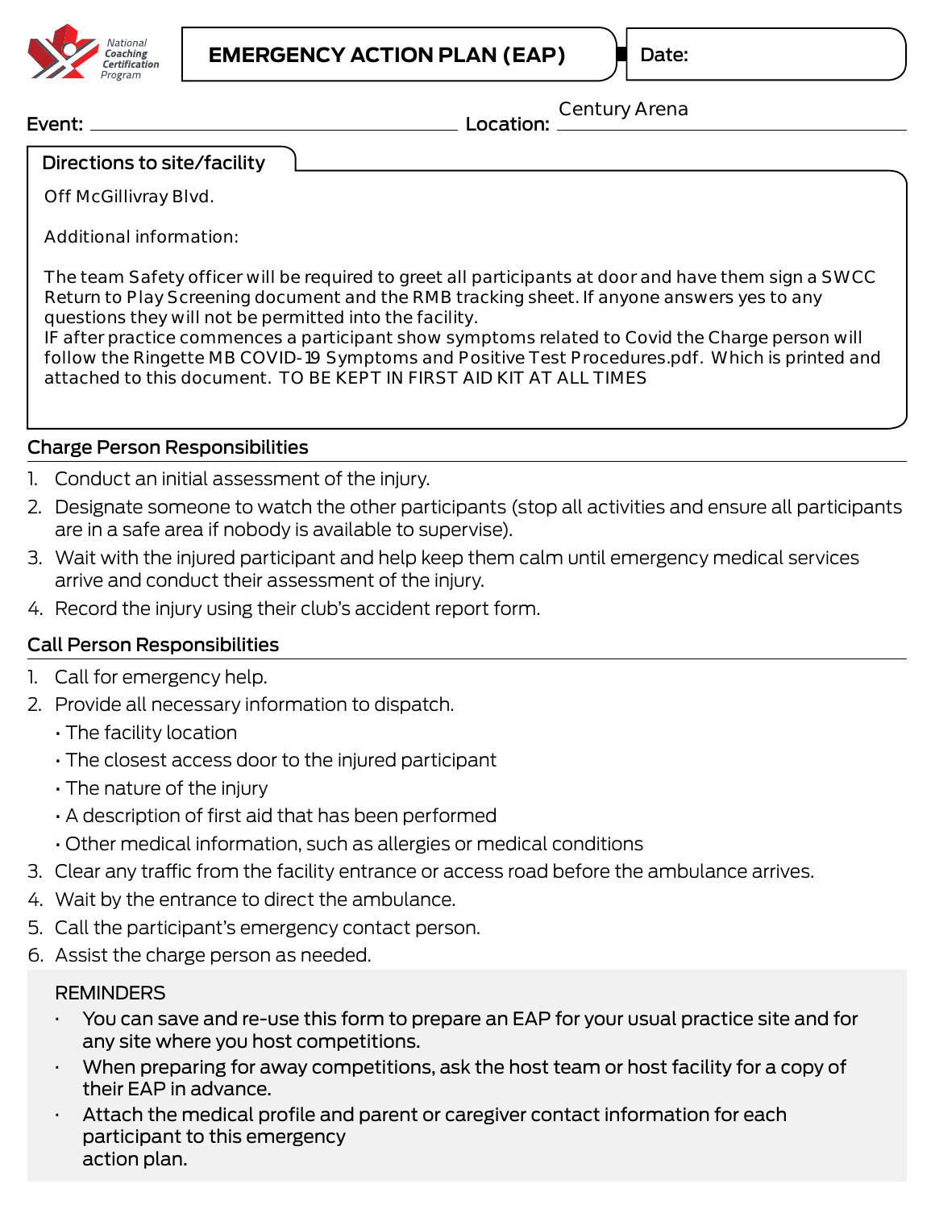# EMERGENCY ACTION PLAN (EAP)

**Date:**

**Event:** ______________________ **Location:** Century Arena

## Directions to site/facility

Off McGillivray Blvd.

Additional information:

The team Safety officer will be required to greet all participants at door and have them sign a SWCC Return to Play Screening document and the RMB tracking sheet. If anyone answers yes to any questions they will not be permitted into the facility.
IF after practice commences a participant show symptoms related to Covid the Charge person will follow the Ringette MB COVID-19 Symptoms and Positive Test Procedures.pdf. Which is printed and attached to this document. TO BE KEPT IN FIRST AID KIT AT ALL TIMES

## Charge Person Responsibilities

1. Conduct an initial assessment of the injury.
2. Designate someone to watch the other participants (stop all activities and ensure all participants are in a safe area if nobody is available to supervise).
3. Wait with the injured participant and help keep them calm until emergency medical services arrive and conduct their assessment of the injury.
4. Record the injury using their club's accident report form.

## Call Person Responsibilities

1. Call for emergency help.
2. Provide all necessary information to dispatch.
   - The facility location
   - The closest access door to the injured participant
   - The nature of the injury
   - A description of first aid that has been performed
   - Other medical information, such as allergies or medical conditions
3. Clear any traffic from the facility entrance or access road before the ambulance arrives.
4. Wait by the entrance to direct the ambulance.
5. Call the participant's emergency contact person.
6. Assist the charge person as needed.

### REMINDERS

- You can save and re-use this form to prepare an EAP for your usual practice site and for any site where you host competitions.
- When preparing for away competitions, ask the host team or host facility for a copy of their EAP in advance.
- Attach the medical profile and parent or caregiver contact information for each participant to this emergency action plan.